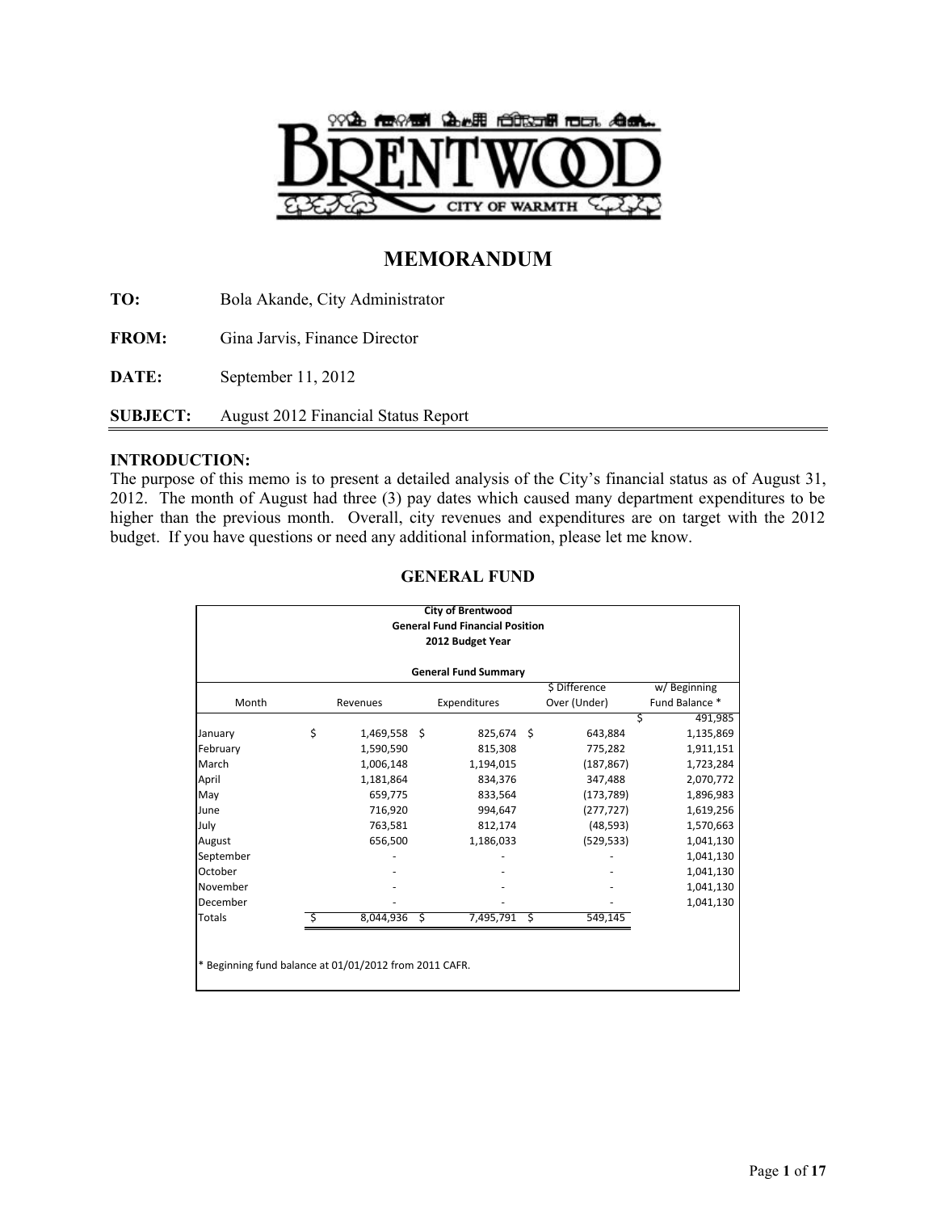# MEMORANDUM

**TO:** Bola Akande, City Administrator

**FROM:** Gina Jarvis, Finance Director

**DATE:** September 11, 2012

**SUBJECT:** August 2012 Financial Status Report

## INTRODUCTION:

The purpose of this memo is to present a detailed analysis of the City's financial status as of August 31, 2012. The month of August had three (3) pay dates which caused many department expenditures to be higher than the previous month. Overall, city revenues and expenditures are on target with the 2012 budget. If you have questions or need any additional information, please let me know.

## GENERAL FUND

**City of Brentwood**
**General Fund Financial Position**
**2012 Budget Year**

**General Fund Summary**

| Month | Revenues | Expenditures | $ Difference Over (Under) | w/ Beginning Fund Balance * |
|---|---|---|---|---|
| | | | | $ 491,985 |
| January | $ 1,469,558 | $ 825,674 | $ 643,884 | 1,135,869 |
| February | 1,590,590 | 815,308 | 775,282 | 1,911,151 |
| March | 1,006,148 | 1,194,015 | (187,867) | 1,723,284 |
| April | 1,181,864 | 834,376 | 347,488 | 2,070,772 |
| May | 659,775 | 833,564 | (173,789) | 1,896,983 |
| June | 716,920 | 994,647 | (277,727) | 1,619,256 |
| July | 763,581 | 812,174 | (48,593) | 1,570,663 |
| August | 656,500 | 1,186,033 | (529,533) | 1,041,130 |
| September | - | - | - | 1,041,130 |
| October | - | - | - | 1,041,130 |
| November | - | - | - | 1,041,130 |
| December | - | - | - | 1,041,130 |
| Totals | $ 8,044,936 | $ 7,495,791 | $ 549,145 | |

\* Beginning fund balance at 01/01/2012 from 2011 CAFR.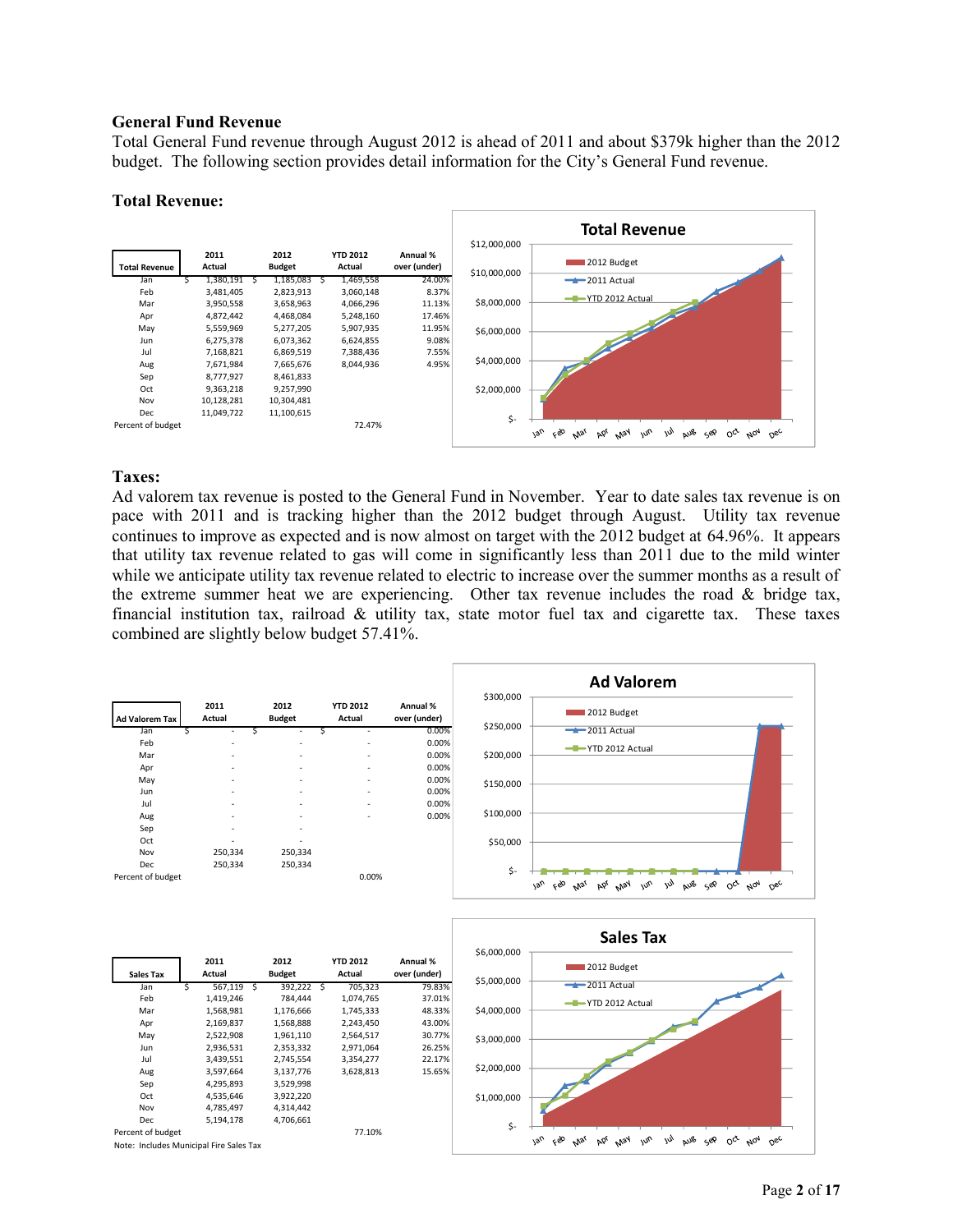## General Fund Revenue

Total General Fund revenue through August 2012 is ahead of 2011 and about $379k higher than the 2012 budget. The following section provides detail information for the City's General Fund revenue.

### Total Revenue:

| Total Revenue | 2011 Actual | 2012 Budget | YTD 2012 Actual | Annual % over (under) |
|---|---|---|---|---|
| Jan | $ 1,380,191 | $ 1,185,083 | $ 1,469,558 | 24.00% |
| Feb | 3,481,405 | 2,823,913 | 3,060,148 | 8.37% |
| Mar | 3,950,558 | 3,658,963 | 4,066,296 | 11.13% |
| Apr | 4,872,442 | 4,468,084 | 5,248,160 | 17.46% |
| May | 5,559,969 | 5,277,205 | 5,907,935 | 11.95% |
| Jun | 6,275,378 | 6,073,362 | 6,624,855 | 9.08% |
| Jul | 7,168,821 | 6,869,519 | 7,388,436 | 7.55% |
| Aug | 7,671,984 | 7,665,676 | 8,044,936 | 4.95% |
| Sep | 8,777,927 | 8,461,833 | | |
| Oct | 9,363,218 | 9,257,990 | | |
| Nov | 10,128,281 | 10,304,481 | | |
| Dec | 11,049,722 | 11,100,615 | | |
| Percent of budget | | | 72.47% | |

### Taxes:

Ad valorem tax revenue is posted to the General Fund in November. Year to date sales tax revenue is on pace with 2011 and is tracking higher than the 2012 budget through August. Utility tax revenue continues to improve as expected and is now almost on target with the 2012 budget at 64.96%. It appears that utility tax revenue related to gas will come in significantly less than 2011 due to the mild winter while we anticipate utility tax revenue related to electric to increase over the summer months as a result of the extreme summer heat we are experiencing. Other tax revenue includes the road & bridge tax, financial institution tax, railroad & utility tax, state motor fuel tax and cigarette tax. These taxes combined are slightly below budget 57.41%.

| Ad Valorem Tax | 2011 Actual | 2012 Budget | YTD 2012 Actual | Annual % over (under) |
|---|---|---|---|---|
| Jan | $ - | $ - | $ - | 0.00% |
| Feb | - | - | - | 0.00% |
| Mar | - | - | - | 0.00% |
| Apr | - | - | - | 0.00% |
| May | - | - | - | 0.00% |
| Jun | - | - | - | 0.00% |
| Jul | - | - | - | 0.00% |
| Aug | - | - | - | 0.00% |
| Sep | - | - | | |
| Oct | - | - | | |
| Nov | 250,334 | 250,334 | | |
| Dec | 250,334 | 250,334 | | |
| Percent of budget | | | 0.00% | |

| Sales Tax | 2011 Actual | 2012 Budget | YTD 2012 Actual | Annual % over (under) |
|---|---|---|---|---|
| Jan | $ 567,119 | $ 392,222 | $ 705,323 | 79.83% |
| Feb | 1,419,246 | 784,444 | 1,074,765 | 37.01% |
| Mar | 1,568,981 | 1,176,666 | 1,745,333 | 48.33% |
| Apr | 2,169,837 | 1,568,888 | 2,243,450 | 43.00% |
| May | 2,522,908 | 1,961,110 | 2,564,517 | 30.77% |
| Jun | 2,936,531 | 2,353,332 | 2,971,064 | 26.25% |
| Jul | 3,439,551 | 2,745,554 | 3,354,277 | 22.17% |
| Aug | 3,597,664 | 3,137,776 | 3,628,813 | 15.65% |
| Sep | 4,295,893 | 3,529,998 | | |
| Oct | 4,535,646 | 3,922,220 | | |
| Nov | 4,785,497 | 4,314,442 | | |
| Dec | 5,194,178 | 4,706,661 | | |
| Percent of budget | | | 77.10% | |

Note: Includes Municipal Fire Sales Tax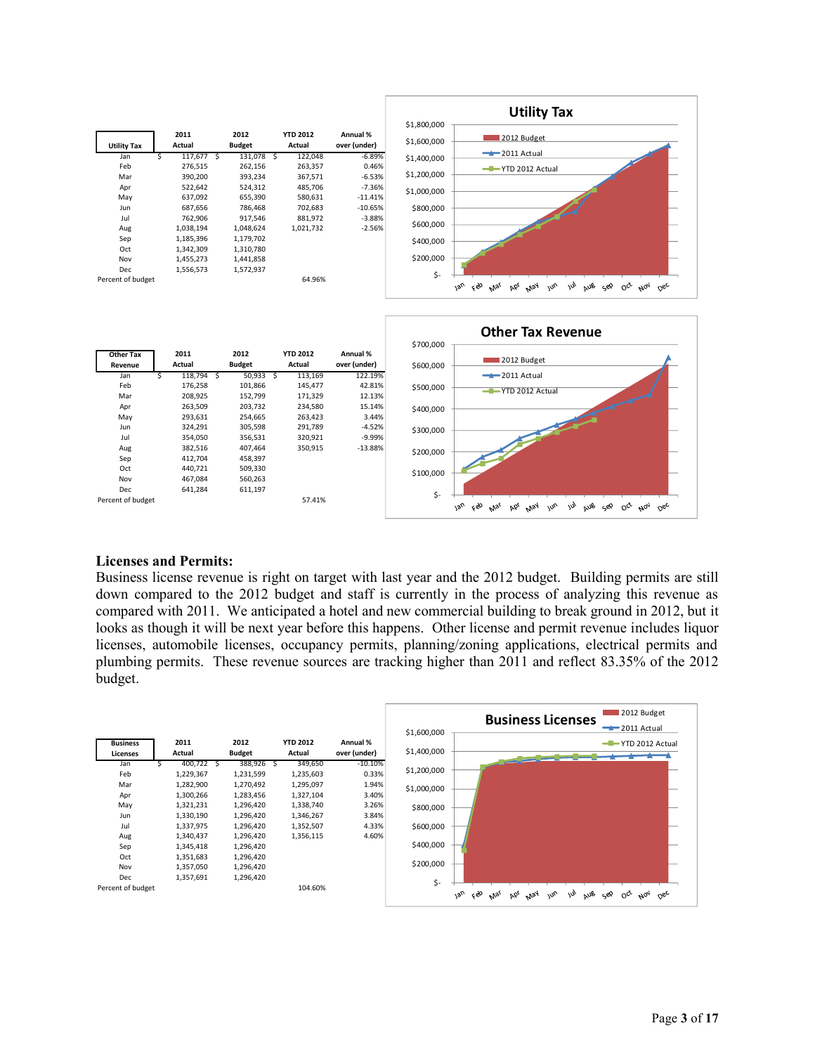| Utility Tax | 2011 Actual | 2012 Budget | YTD 2012 Actual | Annual % over (under) |
|---|---|---|---|---|
| Jan | $ 117,677 | $ 131,078 | $ 122,048 | -6.89% |
| Feb | 276,515 | 262,156 | 263,357 | 0.46% |
| Mar | 390,200 | 393,234 | 367,571 | -6.53% |
| Apr | 522,642 | 524,312 | 485,706 | -7.36% |
| May | 637,092 | 655,390 | 580,631 | -11.41% |
| Jun | 687,656 | 786,468 | 702,683 | -10.65% |
| Jul | 762,906 | 917,546 | 881,972 | -3.88% |
| Aug | 1,038,194 | 1,048,624 | 1,021,732 | -2.56% |
| Sep | 1,185,396 | 1,179,702 | | |
| Oct | 1,342,309 | 1,310,780 | | |
| Nov | 1,455,273 | 1,441,858 | | |
| Dec | 1,556,573 | 1,572,937 | | |
| Percent of budget | | | 64.96% | |

| Other Tax Revenue | 2011 Actual | 2012 Budget | YTD 2012 Actual | Annual % over (under) |
|---|---|---|---|---|
| Jan | $ 118,794 | $ 50,933 | $ 113,169 | 122.19% |
| Feb | 176,258 | 101,866 | 145,477 | 42.81% |
| Mar | 208,925 | 152,799 | 171,329 | 12.13% |
| Apr | 263,509 | 203,732 | 234,580 | 15.14% |
| May | 293,631 | 254,665 | 263,423 | 3.44% |
| Jun | 324,291 | 305,598 | 291,789 | -4.52% |
| Jul | 354,050 | 356,531 | 320,921 | -9.99% |
| Aug | 382,516 | 407,464 | 350,915 | -13.88% |
| Sep | 412,704 | 458,397 | | |
| Oct | 440,721 | 509,330 | | |
| Nov | 467,084 | 560,263 | | |
| Dec | 641,284 | 611,197 | | |
| Percent of budget | | | 57.41% | |

## Licenses and Permits:

Business license revenue is right on target with last year and the 2012 budget. Building permits are still down compared to the 2012 budget and staff is currently in the process of analyzing this revenue as compared with 2011. We anticipated a hotel and new commercial building to break ground in 2012, but it looks as though it will be next year before this happens. Other license and permit revenue includes liquor licenses, automobile licenses, occupancy permits, planning/zoning applications, electrical permits and plumbing permits. These revenue sources are tracking higher than 2011 and reflect 83.35% of the 2012 budget.

| Business Licenses | 2011 Actual | 2012 Budget | YTD 2012 Actual | Annual % over (under) |
|---|---|---|---|---|
| Jan | $ 400,722 | $ 388,926 | $ 349,650 | -10.10% |
| Feb | 1,229,367 | 1,231,599 | 1,235,603 | 0.33% |
| Mar | 1,282,900 | 1,270,492 | 1,295,097 | 1.94% |
| Apr | 1,300,266 | 1,283,456 | 1,327,104 | 3.40% |
| May | 1,321,231 | 1,296,420 | 1,338,740 | 3.26% |
| Jun | 1,330,190 | 1,296,420 | 1,346,267 | 3.84% |
| Jul | 1,337,975 | 1,296,420 | 1,352,507 | 4.33% |
| Aug | 1,340,437 | 1,296,420 | 1,356,115 | 4.60% |
| Sep | 1,345,418 | 1,296,420 | | |
| Oct | 1,351,683 | 1,296,420 | | |
| Nov | 1,357,050 | 1,296,420 | | |
| Dec | 1,357,691 | 1,296,420 | | |
| Percent of budget | | | 104.60% | |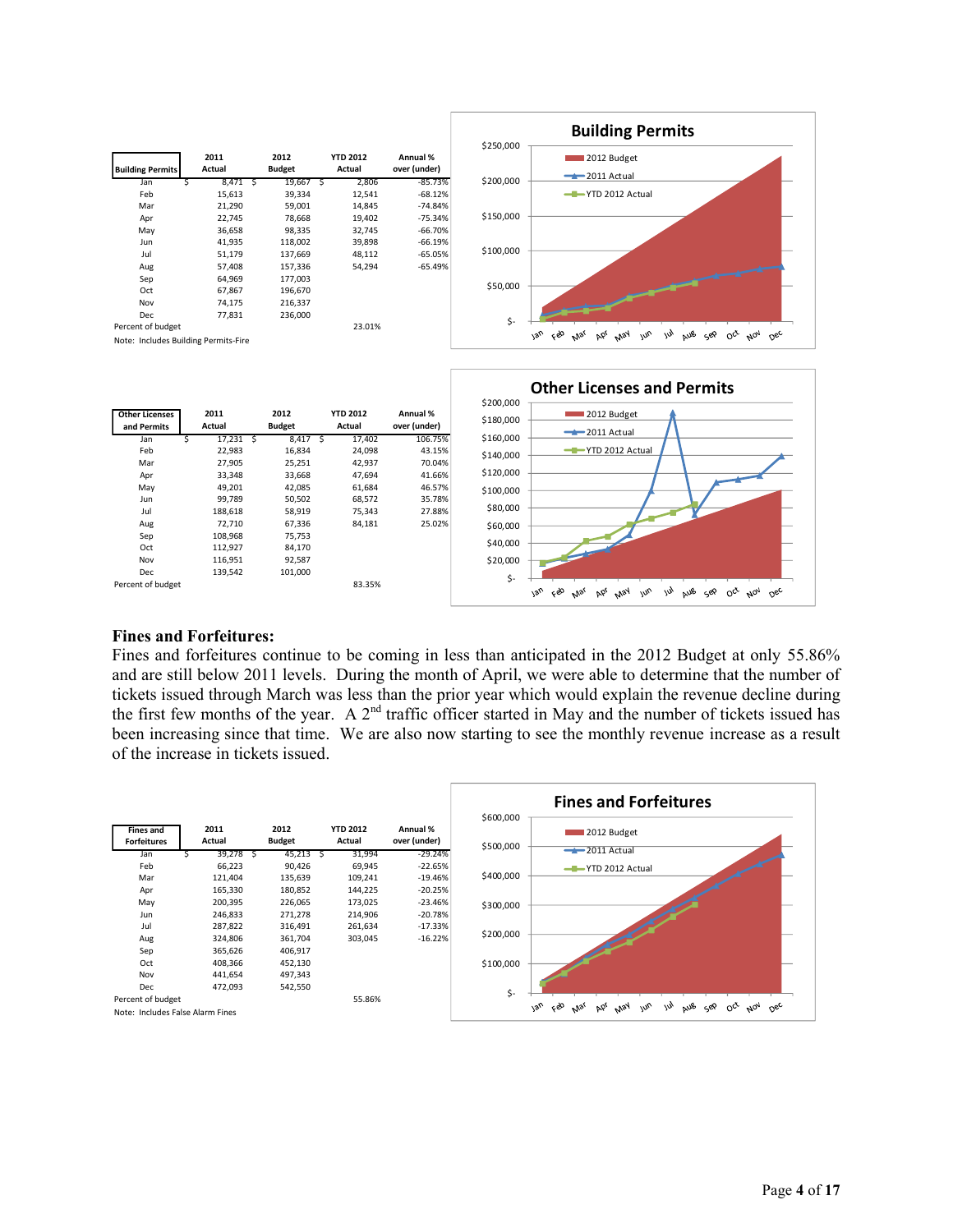| Building Permits | 2011 Actual | 2012 Budget | YTD 2012 Actual | Annual % over (under) |
|---|---|---|---|---|
| Jan | $ 8,471 | $ 19,667 | $ 2,806 | -85.73% |
| Feb | 15,613 | 39,334 | 12,541 | -68.12% |
| Mar | 21,290 | 59,001 | 14,845 | -74.84% |
| Apr | 22,745 | 78,668 | 19,402 | -75.34% |
| May | 36,658 | 98,335 | 32,745 | -66.70% |
| Jun | 41,935 | 118,002 | 39,898 | -66.19% |
| Jul | 51,179 | 137,669 | 48,112 | -65.05% |
| Aug | 57,408 | 157,336 | 54,294 | -65.49% |
| Sep | 64,969 | 177,003 | | |
| Oct | 67,867 | 196,670 | | |
| Nov | 74,175 | 216,337 | | |
| Dec | 77,831 | 236,000 | | |
| Percent of budget | | | 23.01% | |

Note: Includes Building Permits-Fire

| Other Licenses and Permits | 2011 Actual | 2012 Budget | YTD 2012 Actual | Annual % over (under) |
|---|---|---|---|---|
| Jan | $ 17,231 | $ 8,417 | $ 17,402 | 106.75% |
| Feb | 22,983 | 16,834 | 24,098 | 43.15% |
| Mar | 27,905 | 25,251 | 42,937 | 70.04% |
| Apr | 33,348 | 33,668 | 47,694 | 41.66% |
| May | 49,201 | 42,085 | 61,684 | 46.57% |
| Jun | 99,789 | 50,502 | 68,572 | 35.78% |
| Jul | 188,618 | 58,919 | 75,343 | 27.88% |
| Aug | 72,710 | 67,336 | 84,181 | 25.02% |
| Sep | 108,968 | 75,753 | | |
| Oct | 112,927 | 84,170 | | |
| Nov | 116,951 | 92,587 | | |
| Dec | 139,542 | 101,000 | | |
| Percent of budget | | | 83.35% | |

## Fines and Forfeitures:

Fines and forfeitures continue to be coming in less than anticipated in the 2012 Budget at only 55.86% and are still below 2011 levels. During the month of April, we were able to determine that the number of tickets issued through March was less than the prior year which would explain the revenue decline during the first few months of the year. A 2nd traffic officer started in May and the number of tickets issued has been increasing since that time. We are also now starting to see the monthly revenue increase as a result of the increase in tickets issued.

| Fines and Forfeitures | 2011 Actual | 2012 Budget | YTD 2012 Actual | Annual % over (under) |
|---|---|---|---|---|
| Jan | $ 39,278 | $ 45,213 | $ 31,994 | -29.24% |
| Feb | 66,223 | 90,426 | 69,945 | -22.65% |
| Mar | 121,404 | 135,639 | 109,241 | -19.46% |
| Apr | 165,330 | 180,852 | 144,225 | -20.25% |
| May | 200,395 | 226,065 | 173,025 | -23.46% |
| Jun | 246,833 | 271,278 | 214,906 | -20.78% |
| Jul | 287,822 | 316,491 | 261,634 | -17.33% |
| Aug | 324,806 | 361,704 | 303,045 | -16.22% |
| Sep | 365,626 | 406,917 | | |
| Oct | 408,366 | 452,130 | | |
| Nov | 441,654 | 497,343 | | |
| Dec | 472,093 | 542,550 | | |
| Percent of budget | | | 55.86% | |

Note: Includes False Alarm Fines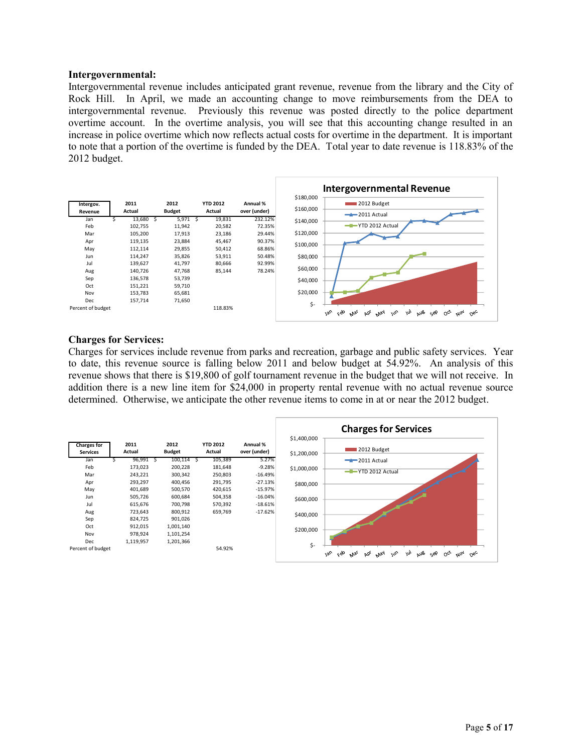**Intergovernmental:**
Intergovernmental revenue includes anticipated grant revenue, revenue from the library and the City of Rock Hill. In April, we made an accounting change to move reimbursements from the DEA to intergovernmental revenue. Previously this revenue was posted directly to the police department overtime account. In the overtime analysis, you will see that this accounting change resulted in an increase in police overtime which now reflects actual costs for overtime in the department. It is important to note that a portion of the overtime is funded by the DEA. Total year to date revenue is 118.83% of the 2012 budget.

| Intergov. Revenue | 2011 Actual | 2012 Budget | YTD 2012 Actual | Annual % over (under) |
|---|---|---|---|---|
| Jan | $ 13,680 | $ 5,971 | $ 19,831 | 232.12% |
| Feb | 102,755 | 11,942 | 20,582 | 72.35% |
| Mar | 105,200 | 17,913 | 23,186 | 29.44% |
| Apr | 119,135 | 23,884 | 45,467 | 90.37% |
| May | 112,114 | 29,855 | 50,412 | 68.86% |
| Jun | 114,247 | 35,826 | 53,911 | 50.48% |
| Jul | 139,627 | 41,797 | 80,666 | 92.99% |
| Aug | 140,726 | 47,768 | 85,144 | 78.24% |
| Sep | 136,578 | 53,739 | | |
| Oct | 151,221 | 59,710 | | |
| Nov | 153,783 | 65,681 | | |
| Dec | 157,714 | 71,650 | | |
| Percent of budget | | | 118.83% | |

**Charges for Services:**
Charges for services include revenue from parks and recreation, garbage and public safety services. Year to date, this revenue source is falling below 2011 and below budget at 54.92%. An analysis of this revenue shows that there is $19,800 of golf tournament revenue in the budget that we will not receive. In addition there is a new line item for $24,000 in property rental revenue with no actual revenue source determined. Otherwise, we anticipate the other revenue items to come in at or near the 2012 budget.

| Charges for Services | 2011 Actual | 2012 Budget | YTD 2012 Actual | Annual % over (under) |
|---|---|---|---|---|
| Jan | $ 96,991 | $ 100,114 | $ 105,389 | 5.27% |
| Feb | 173,023 | 200,228 | 181,648 | -9.28% |
| Mar | 243,221 | 300,342 | 250,803 | -16.49% |
| Apr | 293,297 | 400,456 | 291,795 | -27.13% |
| May | 401,689 | 500,570 | 420,615 | -15.97% |
| Jun | 505,726 | 600,684 | 504,358 | -16.04% |
| Jul | 615,676 | 700,798 | 570,392 | -18.61% |
| Aug | 723,643 | 800,912 | 659,769 | -17.62% |
| Sep | 824,725 | 901,026 | | |
| Oct | 912,015 | 1,001,140 | | |
| Nov | 978,924 | 1,101,254 | | |
| Dec | 1,119,957 | 1,201,366 | | |
| Percent of budget | | | 54.92% | |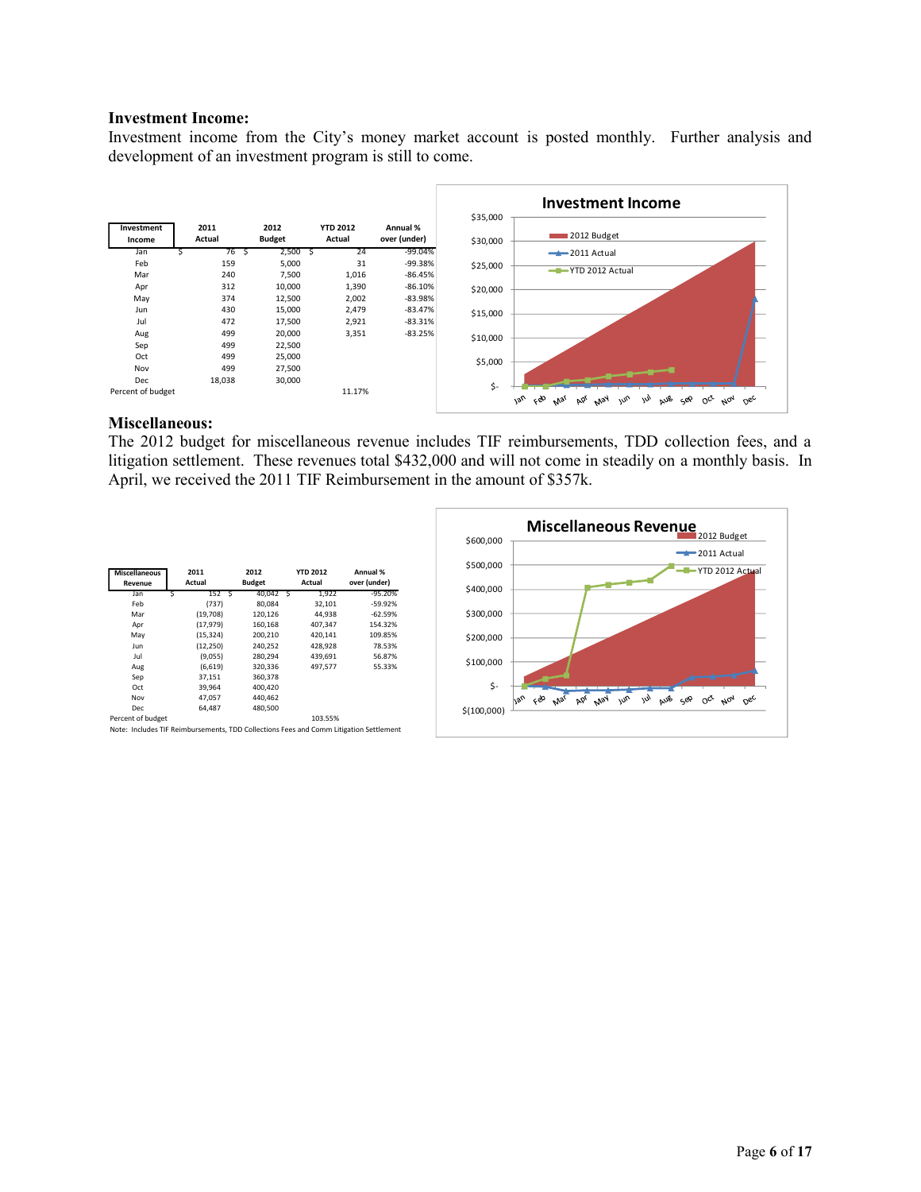**Investment Income:**

Investment income from the City's money market account is posted monthly. Further analysis and development of an investment program is still to come.

| Investment Income | 2011 Actual | 2012 Budget | YTD 2012 Actual | Annual % over (under) |
|---|---|---|---|---|
| Jan | $ 76 | $ 2,500 | $ 24 | -99.04% |
| Feb | 159 | 5,000 | 31 | -99.38% |
| Mar | 240 | 7,500 | 1,016 | -86.45% |
| Apr | 312 | 10,000 | 1,390 | -86.10% |
| May | 374 | 12,500 | 2,002 | -83.98% |
| Jun | 430 | 15,000 | 2,479 | -83.47% |
| Jul | 472 | 17,500 | 2,921 | -83.31% |
| Aug | 499 | 20,000 | 3,351 | -83.25% |
| Sep | 499 | 22,500 | | |
| Oct | 499 | 25,000 | | |
| Nov | 499 | 27,500 | | |
| Dec | 18,038 | 30,000 | | |
| Percent of budget | | | 11.17% | |

**Miscellaneous:**

The 2012 budget for miscellaneous revenue includes TIF reimbursements, TDD collection fees, and a litigation settlement. These revenues total $432,000 and will not come in steadily on a monthly basis. In April, we received the 2011 TIF Reimbursement in the amount of $357k.

| Miscellaneous Revenue | 2011 Actual | 2012 Budget | YTD 2012 Actual | Annual % over (under) |
|---|---|---|---|---|
| Jan | $ 152 | $ 40,042 | $ 1,922 | -95.20% |
| Feb | (737) | 80,084 | 32,101 | -59.92% |
| Mar | (19,708) | 120,126 | 44,938 | -62.59% |
| Apr | (17,979) | 160,168 | 407,347 | 154.32% |
| May | (15,324) | 200,210 | 420,141 | 109.85% |
| Jun | (12,250) | 240,252 | 428,928 | 78.53% |
| Jul | (9,055) | 280,294 | 439,691 | 56.87% |
| Aug | (6,619) | 320,336 | 497,577 | 55.33% |
| Sep | 37,151 | 360,378 | | |
| Oct | 39,964 | 400,420 | | |
| Nov | 47,057 | 440,462 | | |
| Dec | 64,487 | 480,500 | | |
| Percent of budget | | | 103.55% | |

Note: Includes TIF Reimbursements, TDD Collections Fees and Comm Litigation Settlement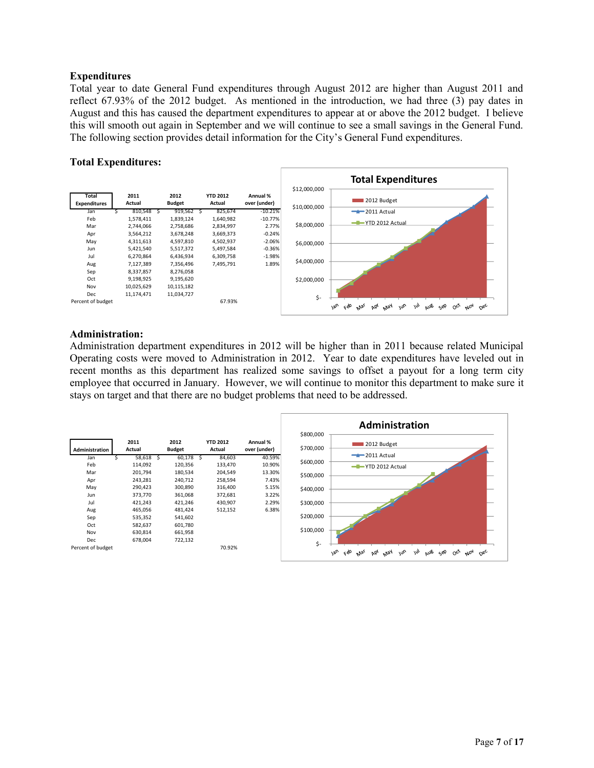**Expenditures**

Total year to date General Fund expenditures through August 2012 are higher than August 2011 and reflect 67.93% of the 2012 budget. As mentioned in the introduction, we had three (3) pay dates in August and this has caused the department expenditures to appear at or above the 2012 budget. I believe this will smooth out again in September and we will continue to see a small savings in the General Fund. The following section provides detail information for the City's General Fund expenditures.

**Total Expenditures:**

| Total Expenditures | 2011 Actual | 2012 Budget | YTD 2012 Actual | Annual % over (under) |
|---|---|---|---|---|
| Jan | $ 810,548 | $ 919,562 | $ 825,674 | -10.21% |
| Feb | 1,578,411 | 1,839,124 | 1,640,982 | -10.77% |
| Mar | 2,744,066 | 2,758,686 | 2,834,997 | 2.77% |
| Apr | 3,564,212 | 3,678,248 | 3,669,373 | -0.24% |
| May | 4,311,613 | 4,597,810 | 4,502,937 | -2.06% |
| Jun | 5,421,540 | 5,517,372 | 5,497,584 | -0.36% |
| Jul | 6,270,864 | 6,436,934 | 6,309,758 | -1.98% |
| Aug | 7,127,389 | 7,356,496 | 7,495,791 | 1.89% |
| Sep | 8,337,857 | 8,276,058 | | |
| Oct | 9,198,925 | 9,195,620 | | |
| Nov | 10,025,629 | 10,115,182 | | |
| Dec | 11,174,471 | 11,034,727 | | |
| Percent of budget | | | 67.93% | |

**Administration:**

Administration department expenditures in 2012 will be higher than in 2011 because related Municipal Operating costs were moved to Administration in 2012. Year to date expenditures have leveled out in recent months as this department has realized some savings to offset a payout for a long term city employee that occurred in January. However, we will continue to monitor this department to make sure it stays on target and that there are no budget problems that need to be addressed.

| Administration | 2011 Actual | 2012 Budget | YTD 2012 Actual | Annual % over (under) |
|---|---|---|---|---|
| Jan | $ 58,618 | $ 60,178 | $ 84,603 | 40.59% |
| Feb | 114,092 | 120,356 | 133,470 | 10.90% |
| Mar | 201,794 | 180,534 | 204,549 | 13.30% |
| Apr | 243,281 | 240,712 | 258,594 | 7.43% |
| May | 290,423 | 300,890 | 316,400 | 5.15% |
| Jun | 373,770 | 361,068 | 372,681 | 3.22% |
| Jul | 421,243 | 421,246 | 430,907 | 2.29% |
| Aug | 465,056 | 481,424 | 512,152 | 6.38% |
| Sep | 535,352 | 541,602 | | |
| Oct | 582,637 | 601,780 | | |
| Nov | 630,814 | 661,958 | | |
| Dec | 678,004 | 722,132 | | |
| Percent of budget | | | 70.92% | |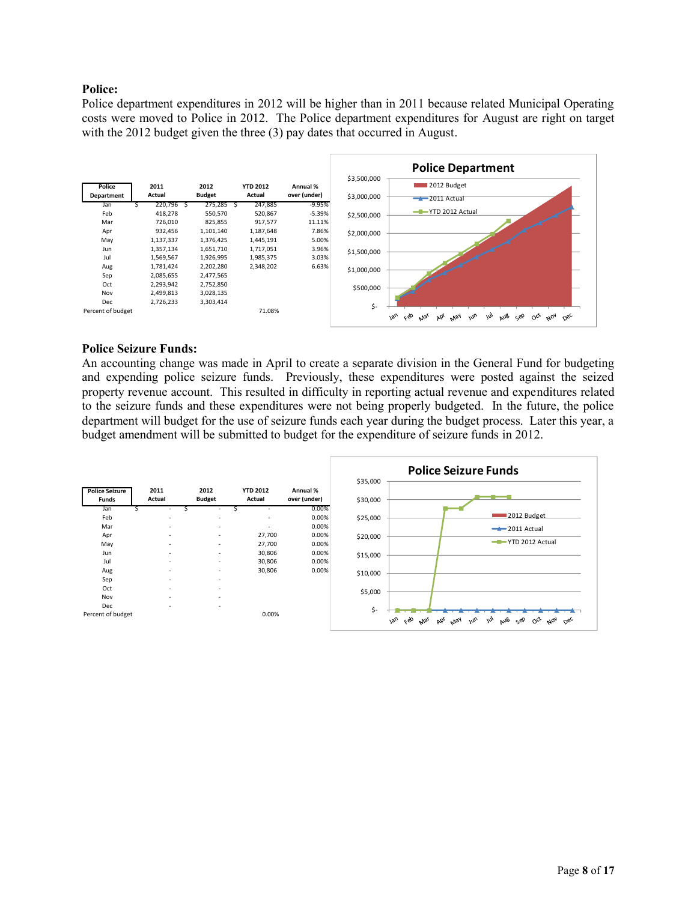**Police:**

Police department expenditures in 2012 will be higher than in 2011 because related Municipal Operating costs were moved to Police in 2012. The Police department expenditures for August are right on target with the 2012 budget given the three (3) pay dates that occurred in August.

| Police Department | 2011 Actual | 2012 Budget | YTD 2012 Actual | Annual % over (under) |
|---|---|---|---|---|
| Jan | $ 220,796 | $ 275,285 | $ 247,885 | -9.95% |
| Feb | 418,278 | 550,570 | 520,867 | -5.39% |
| Mar | 726,010 | 825,855 | 917,577 | 11.11% |
| Apr | 932,456 | 1,101,140 | 1,187,648 | 7.86% |
| May | 1,137,337 | 1,376,425 | 1,445,191 | 5.00% |
| Jun | 1,357,134 | 1,651,710 | 1,717,051 | 3.96% |
| Jul | 1,569,567 | 1,926,995 | 1,985,375 | 3.03% |
| Aug | 1,781,424 | 2,202,280 | 2,348,202 | 6.63% |
| Sep | 2,085,655 | 2,477,565 | | |
| Oct | 2,293,942 | 2,752,850 | | |
| Nov | 2,499,813 | 3,028,135 | | |
| Dec | 2,726,233 | 3,303,414 | | |
| Percent of budget | | | 71.08% | |

**Police Seizure Funds:**

An accounting change was made in April to create a separate division in the General Fund for budgeting and expending police seizure funds. Previously, these expenditures were posted against the seized property revenue account. This resulted in difficulty in reporting actual revenue and expenditures related to the seizure funds and these expenditures were not being properly budgeted. In the future, the police department will budget for the use of seizure funds each year during the budget process. Later this year, a budget amendment will be submitted to budget for the expenditure of seizure funds in 2012.

| Police Seizure Funds | 2011 Actual | 2012 Budget | YTD 2012 Actual | Annual % over (under) |
|---|---|---|---|---|
| Jan | $ - | $ - | $ - | 0.00% |
| Feb | - | - | - | 0.00% |
| Mar | - | - | - | 0.00% |
| Apr | - | - | 27,700 | 0.00% |
| May | - | - | 27,700 | 0.00% |
| Jun | - | - | 30,806 | 0.00% |
| Jul | - | - | 30,806 | 0.00% |
| Aug | - | - | 30,806 | 0.00% |
| Sep | - | - | | |
| Oct | - | - | | |
| Nov | - | - | | |
| Dec | - | - | | |
| Percent of budget | | | 0.00% | |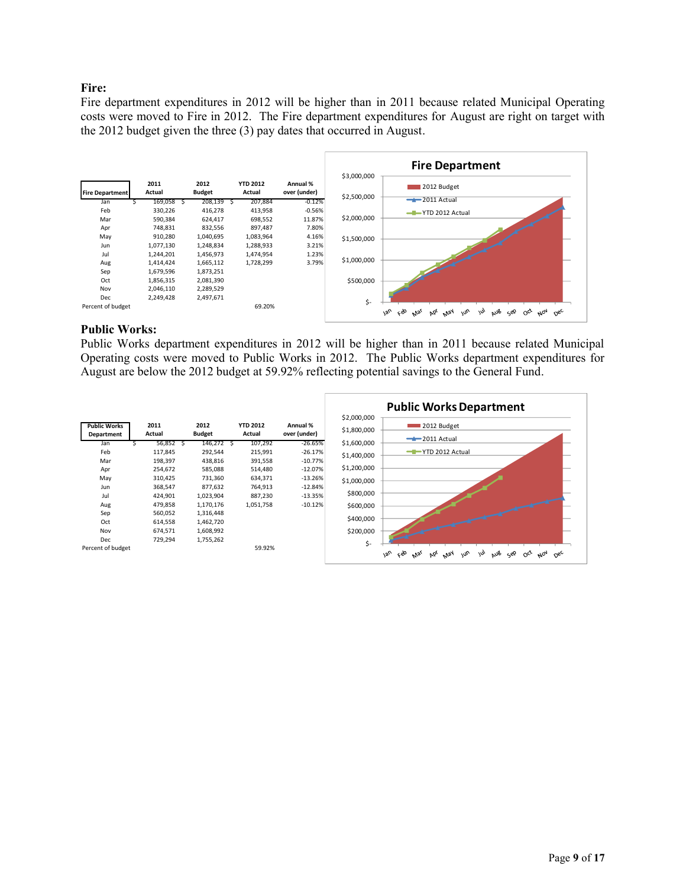### Fire:

Fire department expenditures in 2012 will be higher than in 2011 because related Municipal Operating costs were moved to Fire in 2012. The Fire department expenditures for August are right on target with the 2012 budget given the three (3) pay dates that occurred in August.

| Fire Department | 2011 Actual | 2012 Budget | YTD 2012 Actual | Annual % over (under) |
|---|---|---|---|---|
| Jan | $ 169,058 | $ 208,139 | $ 207,884 | -0.12% |
| Feb | 330,226 | 416,278 | 413,958 | -0.56% |
| Mar | 590,384 | 624,417 | 698,552 | 11.87% |
| Apr | 748,831 | 832,556 | 897,487 | 7.80% |
| May | 910,280 | 1,040,695 | 1,083,964 | 4.16% |
| Jun | 1,077,130 | 1,248,834 | 1,288,933 | 3.21% |
| Jul | 1,244,201 | 1,456,973 | 1,474,954 | 1.23% |
| Aug | 1,414,424 | 1,665,112 | 1,728,299 | 3.79% |
| Sep | 1,679,596 | 1,873,251 | | |
| Oct | 1,856,315 | 2,081,390 | | |
| Nov | 2,046,110 | 2,289,529 | | |
| Dec | 2,249,428 | 2,497,671 | | |
| Percent of budget | | | 69.20% | |

### Public Works:

Public Works department expenditures in 2012 will be higher than in 2011 because related Municipal Operating costs were moved to Public Works in 2012. The Public Works department expenditures for August are below the 2012 budget at 59.92% reflecting potential savings to the General Fund.

| Public Works Department | 2011 Actual | 2012 Budget | YTD 2012 Actual | Annual % over (under) |
|---|---|---|---|---|
| Jan | $ 56,852 | $ 146,272 | $ 107,292 | -26.65% |
| Feb | 117,845 | 292,544 | 215,991 | -26.17% |
| Mar | 198,397 | 438,816 | 391,558 | -10.77% |
| Apr | 254,672 | 585,088 | 514,480 | -12.07% |
| May | 310,425 | 731,360 | 634,371 | -13.26% |
| Jun | 368,547 | 877,632 | 764,913 | -12.84% |
| Jul | 424,901 | 1,023,904 | 887,230 | -13.35% |
| Aug | 479,858 | 1,170,176 | 1,051,758 | -10.12% |
| Sep | 560,052 | 1,316,448 | | |
| Oct | 614,558 | 1,462,720 | | |
| Nov | 674,571 | 1,608,992 | | |
| Dec | 729,294 | 1,755,262 | | |
| Percent of budget | | | 59.92% | |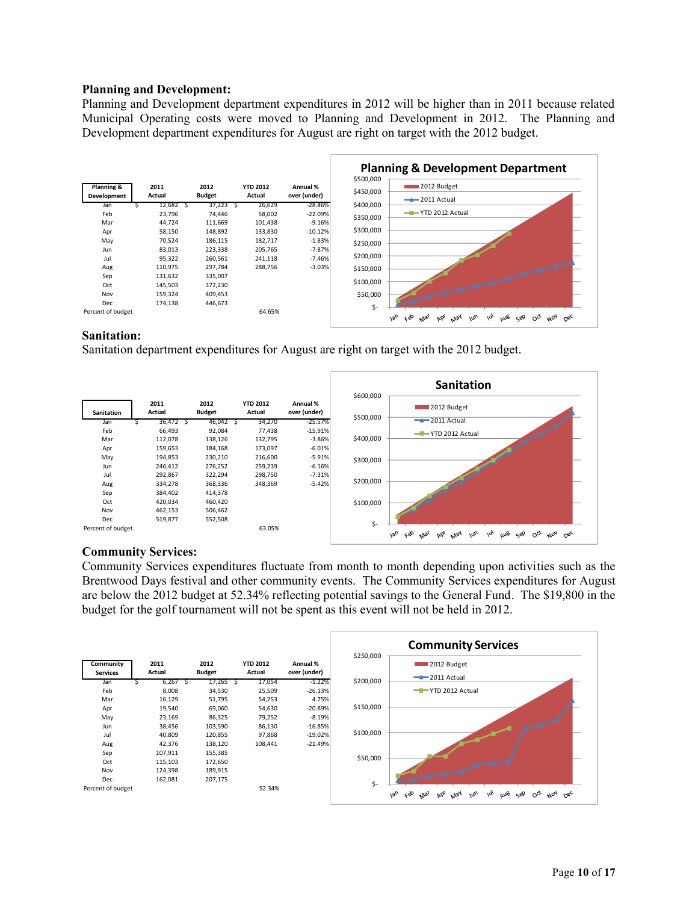**Planning and Development:**

Planning and Development department expenditures in 2012 will be higher than in 2011 because related Municipal Operating costs were moved to Planning and Development in 2012. The Planning and Development department expenditures for August are right on target with the 2012 budget.

| Planning & Development | 2011 Actual | 2012 Budget | YTD 2012 Actual | Annual % over (under) |
|---|---|---|---|---|
| Jan | $ 12,682 | $ 37,223 | $ 26,629 | -28.46% |
| Feb | 23,796 | 74,446 | 58,002 | -22.09% |
| Mar | 44,724 | 111,669 | 101,438 | -9.16% |
| Apr | 58,150 | 148,892 | 133,830 | -10.12% |
| May | 70,524 | 186,115 | 182,717 | -1.83% |
| Jun | 83,013 | 223,338 | 205,765 | -7.87% |
| Jul | 95,322 | 260,561 | 241,118 | -7.46% |
| Aug | 110,975 | 297,784 | 288,756 | -3.03% |
| Sep | 131,632 | 335,007 | | |
| Oct | 145,503 | 372,230 | | |
| Nov | 159,324 | 409,453 | | |
| Dec | 174,138 | 446,673 | | |
| Percent of budget | | | 64.65% | |

**Sanitation:**

Sanitation department expenditures for August are right on target with the 2012 budget.

| Sanitation | 2011 Actual | 2012 Budget | YTD 2012 Actual | Annual % over (under) |
|---|---|---|---|---|
| Jan | $ 36,472 | $ 46,042 | $ 34,270 | -25.57% |
| Feb | 66,493 | 92,084 | 77,438 | -15.91% |
| Mar | 112,078 | 138,126 | 132,795 | -3.86% |
| Apr | 159,653 | 184,168 | 173,097 | -6.01% |
| May | 194,853 | 230,210 | 216,600 | -5.91% |
| Jun | 246,412 | 276,252 | 259,239 | -6.16% |
| Jul | 292,867 | 322,294 | 298,750 | -7.31% |
| Aug | 334,278 | 368,336 | 348,369 | -5.42% |
| Sep | 384,402 | 414,378 | | |
| Oct | 420,034 | 460,420 | | |
| Nov | 462,153 | 506,462 | | |
| Dec | 519,877 | 552,508 | | |
| Percent of budget | | | 63.05% | |

**Community Services:**

Community Services expenditures fluctuate from month to month depending upon activities such as the Brentwood Days festival and other community events. The Community Services expenditures for August are below the 2012 budget at 52.34% reflecting potential savings to the General Fund. The $19,800 in the budget for the golf tournament will not be spent as this event will not be held in 2012.

| Community Services | 2011 Actual | 2012 Budget | YTD 2012 Actual | Annual % over (under) |
|---|---|---|---|---|
| Jan | $ 6,267 | $ 17,265 | $ 17,054 | -1.22% |
| Feb | 8,008 | 34,530 | 25,509 | -26.13% |
| Mar | 16,129 | 51,795 | 54,253 | 4.75% |
| Apr | 19,540 | 69,060 | 54,630 | -20.89% |
| May | 23,169 | 86,325 | 79,252 | -8.19% |
| Jun | 38,456 | 103,590 | 86,130 | -16.85% |
| Jul | 40,809 | 120,855 | 97,868 | -19.02% |
| Aug | 42,376 | 138,120 | 108,441 | -21.49% |
| Sep | 107,911 | 155,385 | | |
| Oct | 115,103 | 172,650 | | |
| Nov | 124,398 | 189,915 | | |
| Dec | 162,081 | 207,175 | | |
| Percent of budget | | | 52.34% | |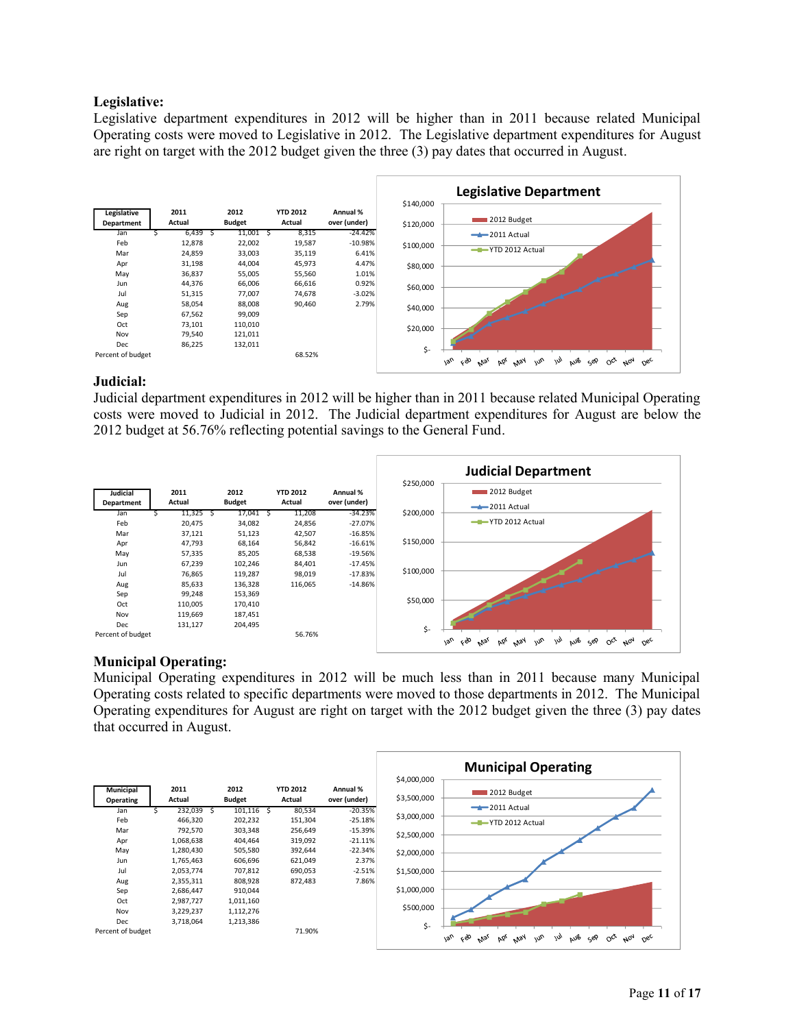**Legislative:**
Legislative department expenditures in 2012 will be higher than in 2011 because related Municipal Operating costs were moved to Legislative in 2012. The Legislative department expenditures for August are right on target with the 2012 budget given the three (3) pay dates that occurred in August.

| Legislative Department | 2011 Actual | 2012 Budget | YTD 2012 Actual | Annual % over (under) |
|---|---|---|---|---|
| Jan | $ 6,439 | $ 11,001 | $ 8,315 | -24.42% |
| Feb | 12,878 | 22,002 | 19,587 | -10.98% |
| Mar | 24,859 | 33,003 | 35,119 | 6.41% |
| Apr | 31,198 | 44,004 | 45,973 | 4.47% |
| May | 36,837 | 55,005 | 55,560 | 1.01% |
| Jun | 44,376 | 66,006 | 66,616 | 0.92% |
| Jul | 51,315 | 77,007 | 74,678 | -3.02% |
| Aug | 58,054 | 88,008 | 90,460 | 2.79% |
| Sep | 67,562 | 99,009 | | |
| Oct | 73,101 | 110,010 | | |
| Nov | 79,540 | 121,011 | | |
| Dec | 86,225 | 132,011 | | |
| Percent of budget | | | 68.52% | |

**Judicial:**
Judicial department expenditures in 2012 will be higher than in 2011 because related Municipal Operating costs were moved to Judicial in 2012. The Judicial department expenditures for August are below the 2012 budget at 56.76% reflecting potential savings to the General Fund.

| Judicial Department | 2011 Actual | 2012 Budget | YTD 2012 Actual | Annual % over (under) |
|---|---|---|---|---|
| Jan | $ 11,325 | $ 17,041 | $ 11,208 | -34.23% |
| Feb | 20,475 | 34,082 | 24,856 | -27.07% |
| Mar | 37,121 | 51,123 | 42,507 | -16.85% |
| Apr | 47,793 | 68,164 | 56,842 | -16.61% |
| May | 57,335 | 85,205 | 68,538 | -19.56% |
| Jun | 67,239 | 102,246 | 84,401 | -17.45% |
| Jul | 76,865 | 119,287 | 98,019 | -17.83% |
| Aug | 85,633 | 136,328 | 116,065 | -14.86% |
| Sep | 99,248 | 153,369 | | |
| Oct | 110,005 | 170,410 | | |
| Nov | 119,669 | 187,451 | | |
| Dec | 131,127 | 204,495 | | |
| Percent of budget | | | 56.76% | |

**Municipal Operating:**
Municipal Operating expenditures in 2012 will be much less than in 2011 because many Municipal Operating costs related to specific departments were moved to those departments in 2012. The Municipal Operating expenditures for August are right on target with the 2012 budget given the three (3) pay dates that occurred in August.

| Municipal Operating | 2011 Actual | 2012 Budget | YTD 2012 Actual | Annual % over (under) |
|---|---|---|---|---|
| Jan | $ 232,039 | $ 101,116 | $ 80,534 | -20.35% |
| Feb | 466,320 | 202,232 | 151,304 | -25.18% |
| Mar | 792,570 | 303,348 | 256,649 | -15.39% |
| Apr | 1,068,638 | 404,464 | 319,092 | -21.11% |
| May | 1,280,430 | 505,580 | 392,644 | -22.34% |
| Jun | 1,765,463 | 606,696 | 621,049 | 2.37% |
| Jul | 2,053,774 | 707,812 | 690,053 | -2.51% |
| Aug | 2,355,311 | 808,928 | 872,483 | 7.86% |
| Sep | 2,686,447 | 910,044 | | |
| Oct | 2,987,727 | 1,011,160 | | |
| Nov | 3,229,237 | 1,112,276 | | |
| Dec | 3,718,064 | 1,213,386 | | |
| Percent of budget | | | 71.90% | |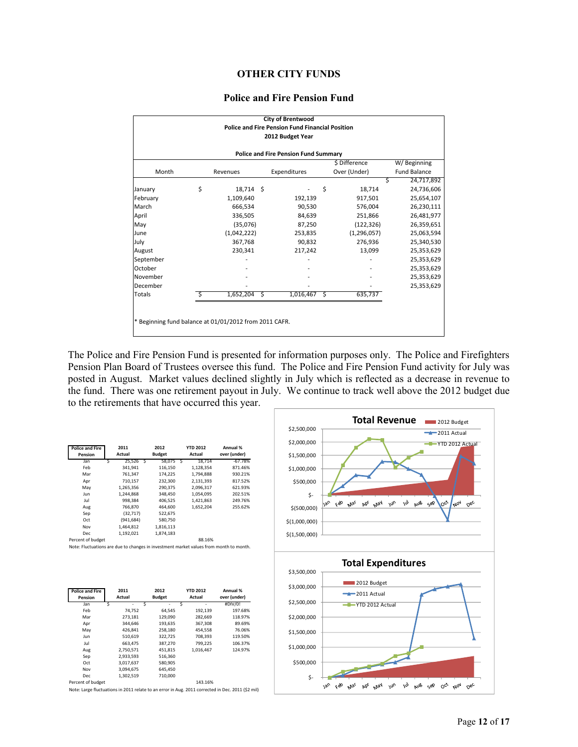# OTHER CITY FUNDS

## Police and Fire Pension Fund

**City of Brentwood**
**Police and Fire Pension Fund Financial Position**
**2012 Budget Year**

**Police and Fire Pension Fund Summary**

| Month | Revenues | Expenditures | $ Difference Over (Under) | W/ Beginning Fund Balance |
|---|---|---|---|---|
| | | | | $ 24,717,892 |
| January | $ 18,714 | $ - | $ 18,714 | 24,736,606 |
| February | 1,109,640 | 192,139 | 917,501 | 25,654,107 |
| March | 666,534 | 90,530 | 576,004 | 26,230,111 |
| April | 336,505 | 84,639 | 251,866 | 26,481,977 |
| May | (35,076) | 87,250 | (122,326) | 26,359,651 |
| June | (1,042,222) | 253,835 | (1,296,057) | 25,063,594 |
| July | 367,768 | 90,832 | 276,936 | 25,340,530 |
| August | 230,341 | 217,242 | 13,099 | 25,353,629 |
| September | - | - | - | 25,353,629 |
| October | - | - | - | 25,353,629 |
| November | - | - | - | 25,353,629 |
| December | - | - | - | 25,353,629 |
| Totals | $ 1,652,204 | $ 1,016,467 | $ 635,737 | |

* Beginning fund balance at 01/01/2012 from 2011 CAFR.

The Police and Fire Pension Fund is presented for information purposes only. The Police and Firefighters Pension Plan Board of Trustees oversee this fund. The Police and Fire Pension Fund activity for July was posted in August. Market values declined slightly in July which is reflected as a decrease in revenue to the fund. There was one retirement payout in July. We continue to track well above the 2012 budget due to the retirements that have occurred this year.

| Police and Fire Pension | 2011 Actual | 2012 Budget | YTD 2012 Actual | Annual % over (under) |
|---|---|---|---|---|
| Jan | $ 25,526 | $ 58,075 | $ 18,714 | -67.78% |
| Feb | 341,941 | 116,150 | 1,128,354 | 871.46% |
| Mar | 761,347 | 174,225 | 1,794,888 | 930.21% |
| Apr | 710,157 | 232,300 | 2,131,393 | 817.52% |
| May | 1,265,356 | 290,375 | 2,096,317 | 621.93% |
| Jun | 1,244,868 | 348,450 | 1,054,095 | 202.51% |
| Jul | 998,384 | 406,525 | 1,421,863 | 249.76% |
| Aug | 766,870 | 464,600 | 1,652,204 | 255.62% |
| Sep | (32,717) | 522,675 | | |
| Oct | (941,684) | 580,750 | | |
| Nov | 1,464,812 | 1,816,113 | | |
| Dec | 1,192,021 | 1,874,183 | | |
| Percent of budget | | | 88.16% | |

Note: Fluctuations are due to changes in investment market values from month to month.

| Police and Fire Pension | 2011 Actual | 2012 Budget | YTD 2012 Actual | Annual % over (under) |
|---|---|---|---|---|
| Jan | $ - | $ - | $ - | #DIV/0! |
| Feb | 74,752 | 64,545 | 192,139 | 197.68% |
| Mar | 273,181 | 129,090 | 282,669 | 118.97% |
| Apr | 344,646 | 193,635 | 367,308 | 89.69% |
| May | 426,841 | 258,180 | 454,558 | 76.06% |
| Jun | 510,619 | 322,725 | 708,393 | 119.50% |
| Jul | 663,475 | 387,270 | 799,225 | 106.37% |
| Aug | 2,750,571 | 451,815 | 1,016,467 | 124.97% |
| Sep | 2,933,593 | 516,360 | | |
| Oct | 3,017,637 | 580,905 | | |
| Nov | 3,094,675 | 645,450 | | |
| Dec | 1,302,519 | 710,000 | | |
| Percent of budget | | | 143.16% | |

Note: Large fluctuations in 2011 relate to an error in Aug. 2011 corrected in Dec. 2011 ($2 mil)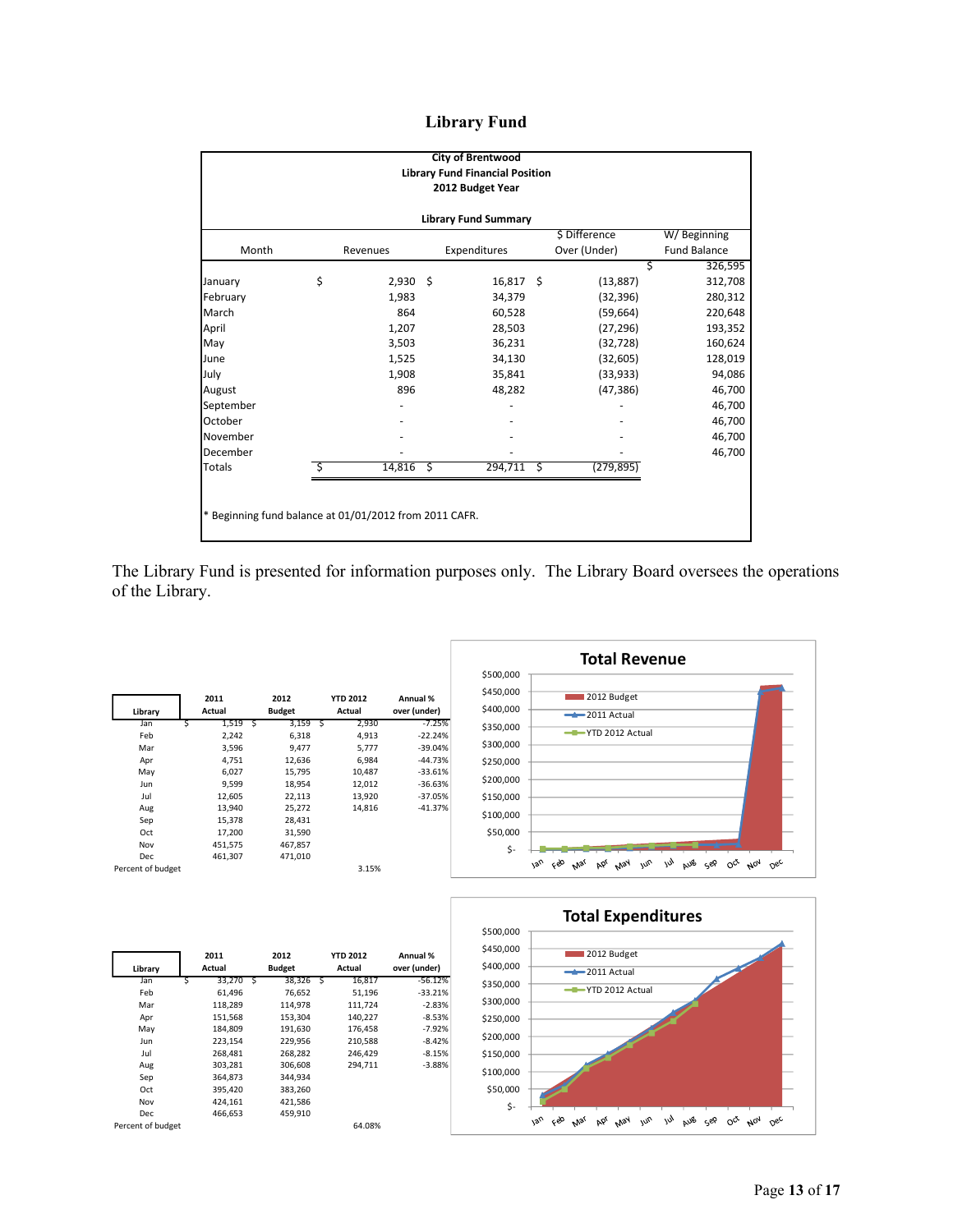# Library Fund

**City of Brentwood**
**Library Fund Financial Position**
**2012 Budget Year**

**Library Fund Summary**

| Month | Revenues | Expenditures | $ Difference Over (Under) | W/ Beginning Fund Balance |
|---|---|---|---|---|
| | | | | $ 326,595 |
| January | $ 2,930 | $ 16,817 | $ (13,887) | 312,708 |
| February | 1,983 | 34,379 | (32,396) | 280,312 |
| March | 864 | 60,528 | (59,664) | 220,648 |
| April | 1,207 | 28,503 | (27,296) | 193,352 |
| May | 3,503 | 36,231 | (32,728) | 160,624 |
| June | 1,525 | 34,130 | (32,605) | 128,019 |
| July | 1,908 | 35,841 | (33,933) | 94,086 |
| August | 896 | 48,282 | (47,386) | 46,700 |
| September | - | - | - | 46,700 |
| October | - | - | - | 46,700 |
| November | - | - | - | 46,700 |
| December | - | - | - | 46,700 |
| Totals | $ 14,816 | $ 294,711 | $ (279,895) | |

* Beginning fund balance at 01/01/2012 from 2011 CAFR.

The Library Fund is presented for information purposes only. The Library Board oversees the operations of the Library.

| Library | 2011 Actual | 2012 Budget | YTD 2012 Actual | Annual % over (under) |
|---|---|---|---|---|
| Jan | $ 1,519 | $ 3,159 | $ 2,930 | -7.25% |
| Feb | 2,242 | 6,318 | 4,913 | -22.24% |
| Mar | 3,596 | 9,477 | 5,777 | -39.04% |
| Apr | 4,751 | 12,636 | 6,984 | -44.73% |
| May | 6,027 | 15,795 | 10,487 | -33.61% |
| Jun | 9,599 | 18,954 | 12,012 | -36.63% |
| Jul | 12,605 | 22,113 | 13,920 | -37.05% |
| Aug | 13,940 | 25,272 | 14,816 | -41.37% |
| Sep | 15,378 | 28,431 | | |
| Oct | 17,200 | 31,590 | | |
| Nov | 451,575 | 467,857 | | |
| Dec | 461,307 | 471,010 | | |
| Percent of budget | | | 3.15% | |

**Total Revenue**

(Chart: 2012 Budget, 2011 Actual, YTD 2012 Actual; $- to $500,000; Jan–Dec)

| Library | 2011 Actual | 2012 Budget | YTD 2012 Actual | Annual % over (under) |
|---|---|---|---|---|
| Jan | $ 33,270 | $ 38,326 | $ 16,817 | -56.12% |
| Feb | 61,496 | 76,652 | 51,196 | -33.21% |
| Mar | 118,289 | 114,978 | 111,724 | -2.83% |
| Apr | 151,568 | 153,304 | 140,227 | -8.53% |
| May | 184,809 | 191,630 | 176,458 | -7.92% |
| Jun | 223,154 | 229,956 | 210,588 | -8.42% |
| Jul | 268,481 | 268,282 | 246,429 | -8.15% |
| Aug | 303,281 | 306,608 | 294,711 | -3.88% |
| Sep | 364,873 | 344,934 | | |
| Oct | 395,420 | 383,260 | | |
| Nov | 424,161 | 421,586 | | |
| Dec | 466,653 | 459,910 | | |
| Percent of budget | | | 64.08% | |

**Total Expenditures**

(Chart: 2012 Budget, 2011 Actual, YTD 2012 Actual; $- to $500,000; Jan–Dec)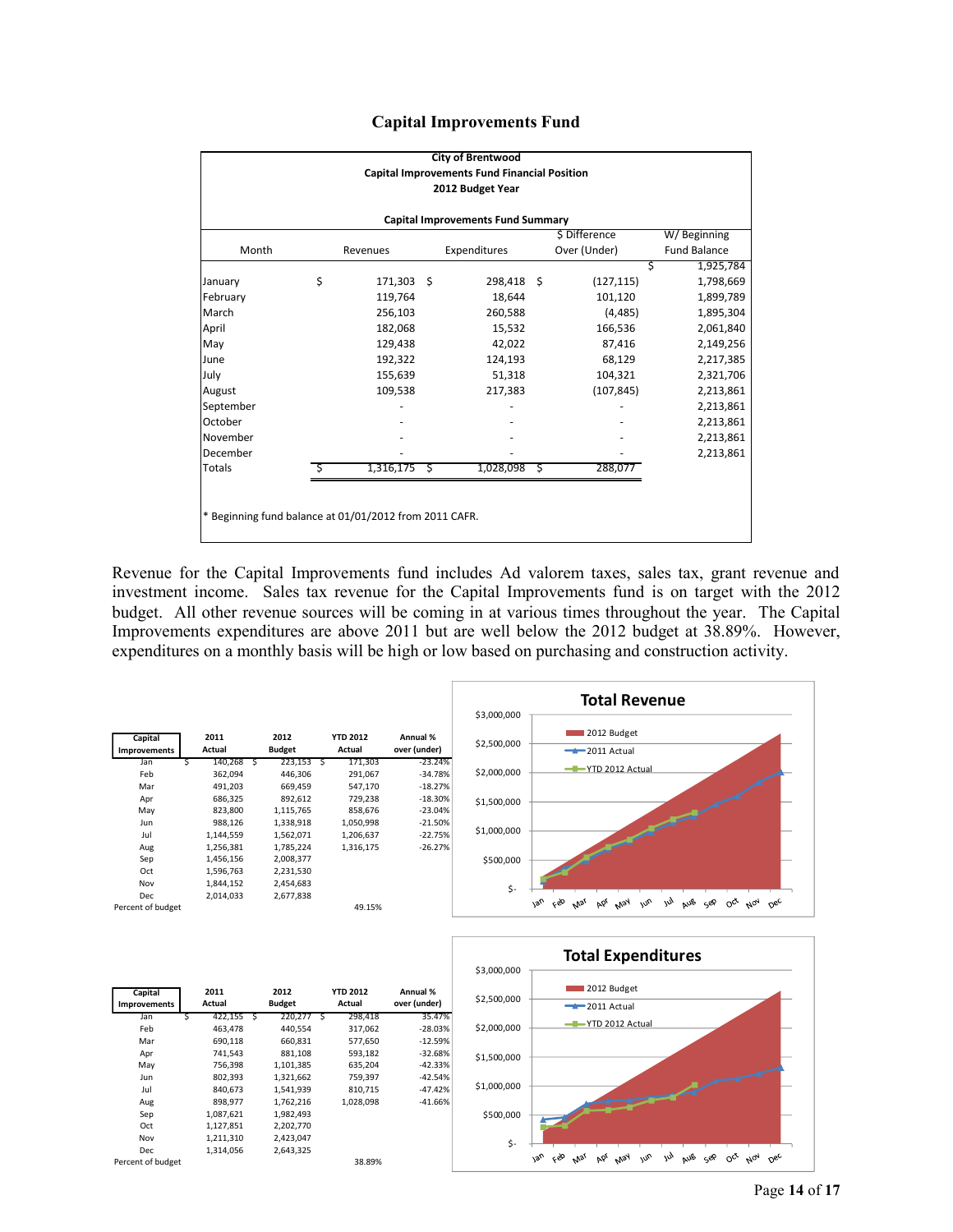## Capital Improvements Fund

**City of Brentwood**
**Capital Improvements Fund Financial Position**
**2012 Budget Year**

**Capital Improvements Fund Summary**

| Month | Revenues | Expenditures | $ Difference Over (Under) | W/ Beginning Fund Balance |
|---|---|---|---|---|
| | | | | $ 1,925,784 |
| January | $ 171,303 | $ 298,418 | $ (127,115) | 1,798,669 |
| February | 119,764 | 18,644 | 101,120 | 1,899,789 |
| March | 256,103 | 260,588 | (4,485) | 1,895,304 |
| April | 182,068 | 15,532 | 166,536 | 2,061,840 |
| May | 129,438 | 42,022 | 87,416 | 2,149,256 |
| June | 192,322 | 124,193 | 68,129 | 2,217,385 |
| July | 155,639 | 51,318 | 104,321 | 2,321,706 |
| August | 109,538 | 217,383 | (107,845) | 2,213,861 |
| September | - | - | - | 2,213,861 |
| October | - | - | - | 2,213,861 |
| November | - | - | - | 2,213,861 |
| December | - | - | - | 2,213,861 |
| Totals | $ 1,316,175 | $ 1,028,098 | $ 288,077 | |

* Beginning fund balance at 01/01/2012 from 2011 CAFR.

Revenue for the Capital Improvements fund includes Ad valorem taxes, sales tax, grant revenue and investment income. Sales tax revenue for the Capital Improvements fund is on target with the 2012 budget. All other revenue sources will be coming in at various times throughout the year. The Capital Improvements expenditures are above 2011 but are well below the 2012 budget at 38.89%. However, expenditures on a monthly basis will be high or low based on purchasing and construction activity.

| Capital Improvements | 2011 Actual | 2012 Budget | YTD 2012 Actual | Annual % over (under) |
|---|---|---|---|---|
| Jan | $ 140,268 | $ 223,153 | $ 171,303 | -23.24% |
| Feb | 362,094 | 446,306 | 291,067 | -34.78% |
| Mar | 491,203 | 669,459 | 547,170 | -18.27% |
| Apr | 686,325 | 892,612 | 729,238 | -18.30% |
| May | 823,800 | 1,115,765 | 858,676 | -23.04% |
| Jun | 988,126 | 1,338,918 | 1,050,998 | -21.50% |
| Jul | 1,144,559 | 1,562,071 | 1,206,637 | -22.75% |
| Aug | 1,256,381 | 1,785,224 | 1,316,175 | -26.27% |
| Sep | 1,456,156 | 2,008,377 | | |
| Oct | 1,596,763 | 2,231,530 | | |
| Nov | 1,844,152 | 2,454,683 | | |
| Dec | 2,014,033 | 2,677,838 | | |
| Percent of budget | | | 49.15% | |

**Total Revenue**

| Capital Improvements | 2011 Actual | 2012 Budget | YTD 2012 Actual | Annual % over (under) |
|---|---|---|---|---|
| Jan | $ 422,155 | $ 220,277 | $ 298,418 | 35.47% |
| Feb | 463,478 | 440,554 | 317,062 | -28.03% |
| Mar | 690,118 | 660,831 | 577,650 | -12.59% |
| Apr | 741,543 | 881,108 | 593,182 | -32.68% |
| May | 756,398 | 1,101,385 | 635,204 | -42.33% |
| Jun | 802,393 | 1,321,662 | 759,397 | -42.54% |
| Jul | 840,673 | 1,541,939 | 810,715 | -47.42% |
| Aug | 898,977 | 1,762,216 | 1,028,098 | -41.66% |
| Sep | 1,087,621 | 1,982,493 | | |
| Oct | 1,127,851 | 2,202,770 | | |
| Nov | 1,211,310 | 2,423,047 | | |
| Dec | 1,314,056 | 2,643,325 | | |
| Percent of budget | | | 38.89% | |

**Total Expenditures**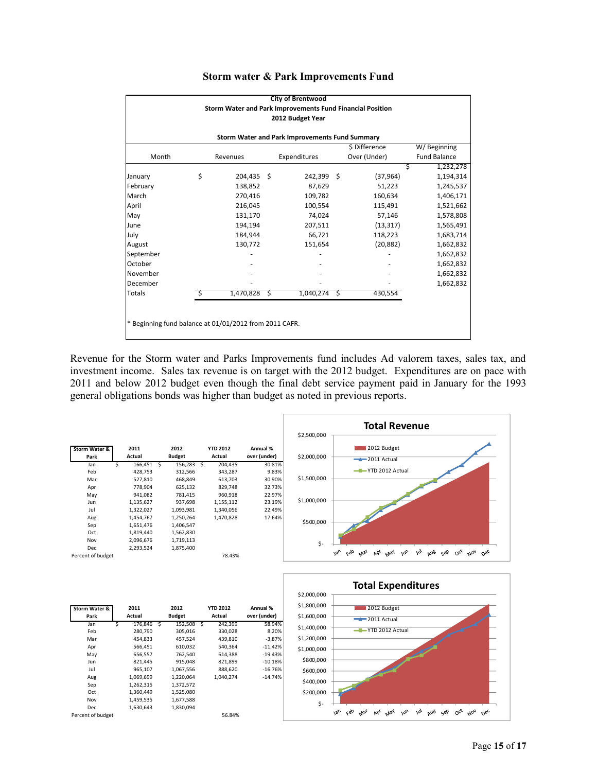## Storm water & Park Improvements Fund

**City of Brentwood**
**Storm Water and Park Improvements Fund Financial Position**
**2012 Budget Year**

**Storm Water and Park Improvements Fund Summary**

| Month | Revenues | Expenditures | $ Difference Over (Under) | W/ Beginning Fund Balance |
|---|---|---|---|---|
| | | | | $ 1,232,278 |
| January | $ 204,435 | $ 242,399 | $ (37,964) | 1,194,314 |
| February | 138,852 | 87,629 | 51,223 | 1,245,537 |
| March | 270,416 | 109,782 | 160,634 | 1,406,171 |
| April | 216,045 | 100,554 | 115,491 | 1,521,662 |
| May | 131,170 | 74,024 | 57,146 | 1,578,808 |
| June | 194,194 | 207,511 | (13,317) | 1,565,491 |
| July | 184,944 | 66,721 | 118,223 | 1,683,714 |
| August | 130,772 | 151,654 | (20,882) | 1,662,832 |
| September | - | - | - | 1,662,832 |
| October | - | - | - | 1,662,832 |
| November | - | - | - | 1,662,832 |
| December | - | - | - | 1,662,832 |
| Totals | $ 1,470,828 | $ 1,040,274 | $ 430,554 | |

\* Beginning fund balance at 01/01/2012 from 2011 CAFR.

Revenue for the Storm water and Parks Improvements fund includes Ad valorem taxes, sales tax, and investment income. Sales tax revenue is on target with the 2012 budget. Expenditures are on pace with 2011 and below 2012 budget even though the final debt service payment paid in January for the 1993 general obligations bonds was higher than budget as noted in previous reports.

| Storm Water & Park | 2011 Actual | 2012 Budget | YTD 2012 Actual | Annual % over (under) |
|---|---|---|---|---|
| Jan | $ 166,451 | $ 156,283 | $ 204,435 | 30.81% |
| Feb | 428,753 | 312,566 | 343,287 | 9.83% |
| Mar | 527,810 | 468,849 | 613,703 | 30.90% |
| Apr | 778,904 | 625,132 | 829,748 | 32.73% |
| May | 941,082 | 781,415 | 960,918 | 22.97% |
| Jun | 1,135,627 | 937,698 | 1,155,112 | 23.19% |
| Jul | 1,322,027 | 1,093,981 | 1,340,056 | 22.49% |
| Aug | 1,454,767 | 1,250,264 | 1,470,828 | 17.64% |
| Sep | 1,651,476 | 1,406,547 | | |
| Oct | 1,819,440 | 1,562,830 | | |
| Nov | 2,096,676 | 1,719,113 | | |
| Dec | 2,293,524 | 1,875,400 | | |
| Percent of budget | | | 78.43% | |

**Total Revenue**

| Storm Water & Park | 2011 Actual | 2012 Budget | YTD 2012 Actual | Annual % over (under) |
|---|---|---|---|---|
| Jan | $ 176,846 | $ 152,508 | $ 242,399 | 58.94% |
| Feb | 280,790 | 305,016 | 330,028 | 8.20% |
| Mar | 454,833 | 457,524 | 439,810 | -3.87% |
| Apr | 566,451 | 610,032 | 540,364 | -11.42% |
| May | 656,557 | 762,540 | 614,388 | -19.43% |
| Jun | 821,445 | 915,048 | 821,899 | -10.18% |
| Jul | 965,107 | 1,067,556 | 888,620 | -16.76% |
| Aug | 1,069,699 | 1,220,064 | 1,040,274 | -14.74% |
| Sep | 1,262,315 | 1,372,572 | | |
| Oct | 1,360,449 | 1,525,080 | | |
| Nov | 1,459,535 | 1,677,588 | | |
| Dec | 1,630,643 | 1,830,094 | | |
| Percent of budget | | | 56.84% | |

**Total Expenditures**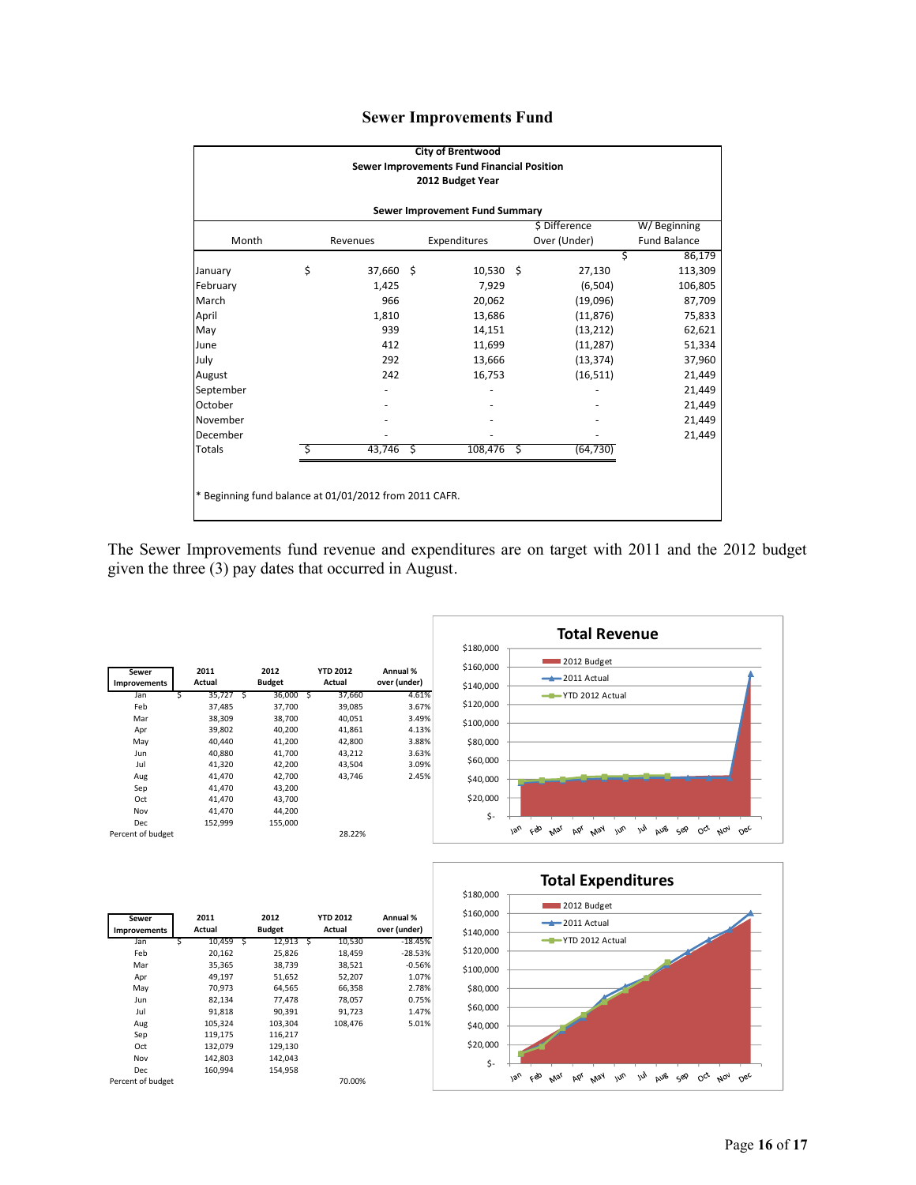# Sewer Improvements Fund

**City of Brentwood**
**Sewer Improvements Fund Financial Position**
**2012 Budget Year**

**Sewer Improvement Fund Summary**

| Month | Revenues | Expenditures | $ Difference Over (Under) | W/ Beginning Fund Balance |
|---|---|---|---|---|
| | | | | $ 86,179 |
| January | $ 37,660 | $ 10,530 | $ 27,130 | 113,309 |
| February | 1,425 | 7,929 | (6,504) | 106,805 |
| March | 966 | 20,062 | (19,096) | 87,709 |
| April | 1,810 | 13,686 | (11,876) | 75,833 |
| May | 939 | 14,151 | (13,212) | 62,621 |
| June | 412 | 11,699 | (11,287) | 51,334 |
| July | 292 | 13,666 | (13,374) | 37,960 |
| August | 242 | 16,753 | (16,511) | 21,449 |
| September | - | - | - | 21,449 |
| October | - | - | - | 21,449 |
| November | - | - | - | 21,449 |
| December | - | - | - | 21,449 |
| Totals | $ 43,746 | $ 108,476 | $ (64,730) | |

\* Beginning fund balance at 01/01/2012 from 2011 CAFR.

The Sewer Improvements fund revenue and expenditures are on target with 2011 and the 2012 budget given the three (3) pay dates that occurred in August.

| Sewer Improvements | 2011 Actual | 2012 Budget | YTD 2012 Actual | Annual % over (under) |
|---|---|---|---|---|
| Jan | $ 35,727 | $ 36,000 | $ 37,660 | 4.61% |
| Feb | 37,485 | 37,700 | 39,085 | 3.67% |
| Mar | 38,309 | 38,700 | 40,051 | 3.49% |
| Apr | 39,802 | 40,200 | 41,861 | 4.13% |
| May | 40,440 | 41,200 | 42,800 | 3.88% |
| Jun | 40,880 | 41,700 | 43,212 | 3.63% |
| Jul | 41,320 | 42,200 | 43,504 | 3.09% |
| Aug | 41,470 | 42,700 | 43,746 | 2.45% |
| Sep | 41,470 | 43,200 | | |
| Oct | 41,470 | 43,700 | | |
| Nov | 41,470 | 44,200 | | |
| Dec | 152,999 | 155,000 | | |
| Percent of budget | | | 28.22% | |

**Total Revenue**

| Sewer Improvements | 2011 Actual | 2012 Budget | YTD 2012 Actual | Annual % over (under) |
|---|---|---|---|---|
| Jan | $ 10,459 | $ 12,913 | $ 10,530 | -18.45% |
| Feb | 20,162 | 25,826 | 18,459 | -28.53% |
| Mar | 35,365 | 38,739 | 38,521 | -0.56% |
| Apr | 49,197 | 51,652 | 52,207 | 1.07% |
| May | 70,973 | 64,565 | 66,358 | 2.78% |
| Jun | 82,134 | 77,478 | 78,057 | 0.75% |
| Jul | 91,818 | 90,391 | 91,723 | 1.47% |
| Aug | 105,324 | 103,304 | 108,476 | 5.01% |
| Sep | 119,175 | 116,217 | | |
| Oct | 132,079 | 129,130 | | |
| Nov | 142,803 | 142,043 | | |
| Dec | 160,994 | 154,958 | | |
| Percent of budget | | | 70.00% | |

**Total Expenditures**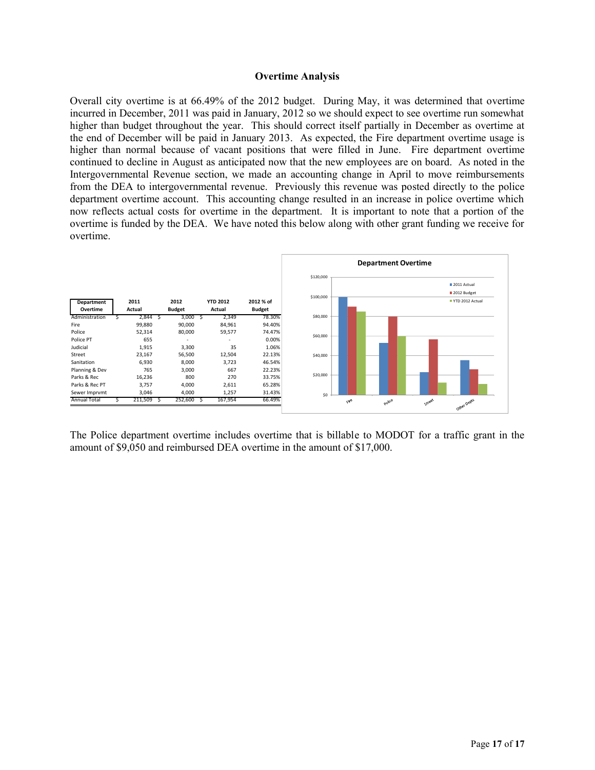## Overtime Analysis

Overall city overtime is at 66.49% of the 2012 budget. During May, it was determined that overtime incurred in December, 2011 was paid in January, 2012 so we should expect to see overtime run somewhat higher than budget throughout the year. This should correct itself partially in December as overtime at the end of December will be paid in January 2013. As expected, the Fire department overtime usage is higher than normal because of vacant positions that were filled in June. Fire department overtime continued to decline in August as anticipated now that the new employees are on board. As noted in the Intergovernmental Revenue section, we made an accounting change in April to move reimbursements from the DEA to intergovernmental revenue. Previously this revenue was posted directly to the police department overtime account. This accounting change resulted in an increase in police overtime which now reflects actual costs for overtime in the department. It is important to note that a portion of the overtime is funded by the DEA. We have noted this below along with other grant funding we receive for overtime.

| Department Overtime | 2011 Actual | 2012 Budget | YTD 2012 Actual | 2012 % of Budget |
|---|---|---|---|---|
| Administration | $ 2,844 | $ 3,000 | $ 2,349 | 78.30% |
| Fire | 99,880 | 90,000 | 84,961 | 94.40% |
| Police | 52,314 | 80,000 | 59,577 | 74.47% |
| Police PT | 655 | - | - | 0.00% |
| Judicial | 1,915 | 3,300 | 35 | 1.06% |
| Street | 23,167 | 56,500 | 12,504 | 22.13% |
| Sanitation | 6,930 | 8,000 | 3,723 | 46.54% |
| Planning & Dev | 765 | 3,000 | 667 | 22.23% |
| Parks & Rec | 16,236 | 800 | 270 | 33.75% |
| Parks & Rec PT | 3,757 | 4,000 | 2,611 | 65.28% |
| Sewer Imprvmt | 3,046 | 4,000 | 1,257 | 31.43% |
| Annual Total | $ 211,509 | $ 252,600 | $ 167,954 | 66.49% |

Department Overtime

$120,000
$100,000
$80,000
$60,000
$40,000
$20,000
$0

2011 Actual
2012 Budget
YTD 2012 Actual

Fire
Police
Street
Other Depts

The Police department overtime includes overtime that is billable to MODOT for a traffic grant in the amount of $9,050 and reimbursed DEA overtime in the amount of $17,000.